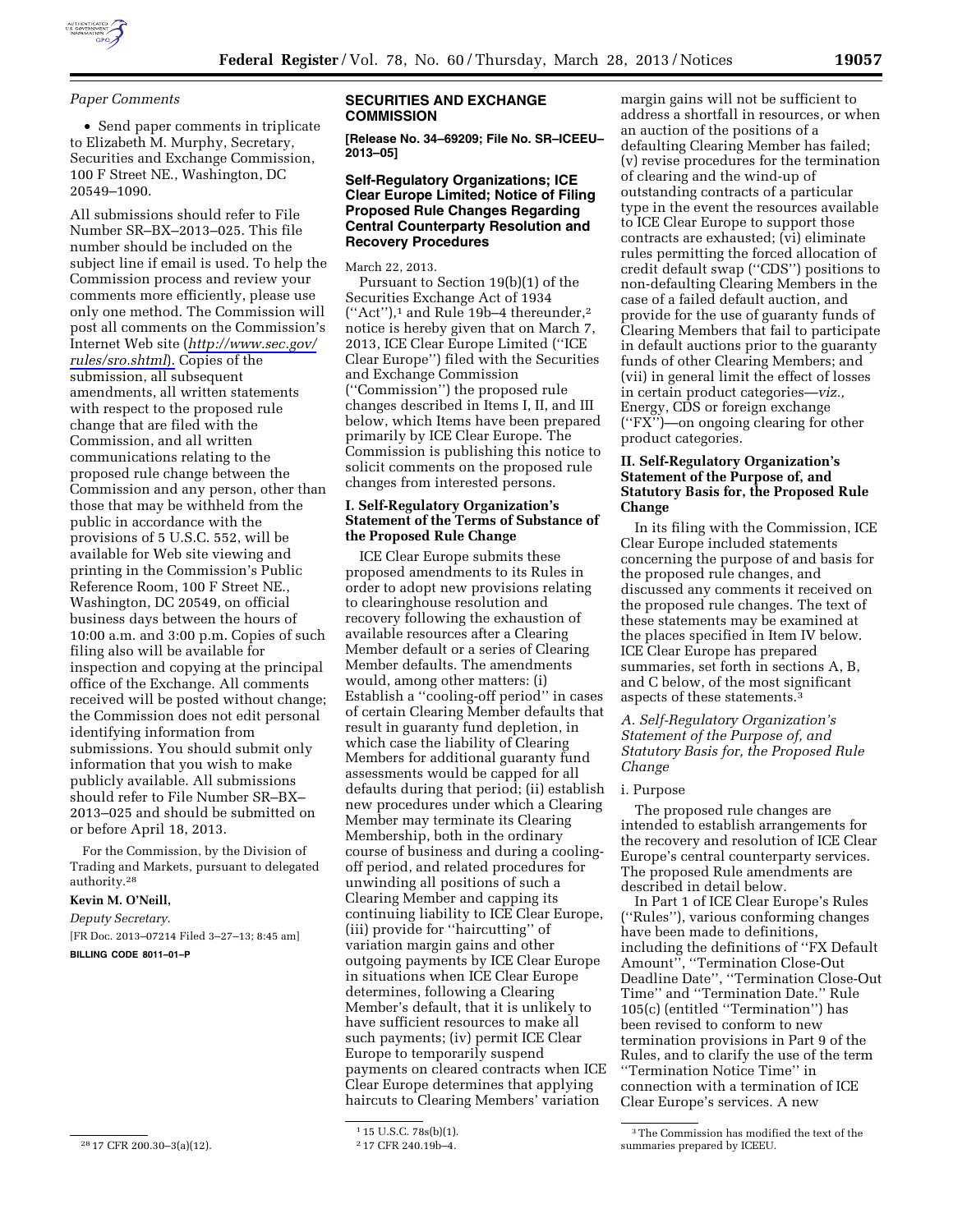*Paper Comments*

• Send paper comments in triplicate to Elizabeth M. Murphy, Secretary, Securities and Exchange Commission, 100 F Street NE., Washington, DC 20549–1090.

All submissions should refer to File Number SR–BX–2013–025. This file number should be included on the subject line if email is used. To help the Commission process and review your comments more efficiently, please use only one method. The Commission will post all comments on the Commission's Internet Web site (*http://www.sec.gov/rules/sro.shtml*). Copies of the submission, all subsequent amendments, all written statements with respect to the proposed rule change that are filed with the Commission, and all written communications relating to the proposed rule change between the Commission and any person, other than those that may be withheld from the public in accordance with the provisions of 5 U.S.C. 552, will be available for Web site viewing and printing in the Commission's Public Reference Room, 100 F Street NE., Washington, DC 20549, on official business days between the hours of 10:00 a.m. and 3:00 p.m. Copies of such filing also will be available for inspection and copying at the principal office of the Exchange. All comments received will be posted without change; the Commission does not edit personal identifying information from submissions. You should submit only information that you wish to make publicly available. All submissions should refer to File Number SR–BX–2013–025 and should be submitted on or before April 18, 2013.

For the Commission, by the Division of Trading and Markets, pursuant to delegated authority.[28]

**Kevin M. O'Neill,**

*Deputy Secretary.*

[FR Doc. 2013–07214 Filed 3–27–13; 8:45 am]

**BILLING CODE 8011–01–P**

[28] 17 CFR 200.30–3(a)(12).

## SECURITIES AND EXCHANGE COMMISSION

**[Release No. 34–69209; File No. SR–ICEEU–2013–05]**

### Self-Regulatory Organizations; ICE Clear Europe Limited; Notice of Filing Proposed Rule Changes Regarding Central Counterparty Resolution and Recovery Procedures

March 22, 2013.

Pursuant to Section 19(b)(1) of the Securities Exchange Act of 1934 (''Act''),[1] and Rule 19b–4 thereunder,[2] notice is hereby given that on March 7, 2013, ICE Clear Europe Limited (''ICE Clear Europe'') filed with the Securities and Exchange Commission (''Commission'') the proposed rule changes described in Items I, II, and III below, which Items have been prepared primarily by ICE Clear Europe. The Commission is publishing this notice to solicit comments on the proposed rule changes from interested persons.

#### I. Self-Regulatory Organization's Statement of the Terms of Substance of the Proposed Rule Change

ICE Clear Europe submits these proposed amendments to its Rules in order to adopt new provisions relating to clearinghouse resolution and recovery following the exhaustion of available resources after a Clearing Member default or a series of Clearing Member defaults. The amendments would, among other matters: (i) Establish a ''cooling-off period'' in cases of certain Clearing Member defaults that result in guaranty fund depletion, in which case the liability of Clearing Members for additional guaranty fund assessments would be capped for all defaults during that period; (ii) establish new procedures under which a Clearing Member may terminate its Clearing Membership, both in the ordinary course of business and during a cooling-off period, and related procedures for unwinding all positions of such a Clearing Member and capping its continuing liability to ICE Clear Europe, (iii) provide for ''haircutting'' of variation margin gains and other outgoing payments by ICE Clear Europe in situations when ICE Clear Europe determines, following a Clearing Member's default, that it is unlikely to have sufficient resources to make all such payments; (iv) permit ICE Clear Europe to temporarily suspend payments on cleared contracts when ICE Clear Europe determines that applying haircuts to Clearing Members' variation margin gains will not be sufficient to address a shortfall in resources, or when an auction of the positions of a defaulting Clearing Member has failed; (v) revise procedures for the termination of clearing and the wind-up of outstanding contracts of a particular type in the event the resources available to ICE Clear Europe to support those contracts are exhausted; (vi) eliminate rules permitting the forced allocation of credit default swap (''CDS'') positions to non-defaulting Clearing Members in the case of a failed default auction, and provide for the use of guaranty funds of Clearing Members that fail to participate in default auctions prior to the guaranty funds of other Clearing Members; and (vii) in general limit the effect of losses in certain product categories—*viz.,* Energy, CDS or foreign exchange (''FX'')—on ongoing clearing for other product categories.

[1] 15 U.S.C. 78s(b)(1).

[2] 17 CFR 240.19b–4.

#### II. Self-Regulatory Organization's Statement of the Purpose of, and Statutory Basis for, the Proposed Rule Change

In its filing with the Commission, ICE Clear Europe included statements concerning the purpose of and basis for the proposed rule changes, and discussed any comments it received on the proposed rule changes. The text of these statements may be examined at the places specified in Item IV below. ICE Clear Europe has prepared summaries, set forth in sections A, B, and C below, of the most significant aspects of these statements.[3]

*A. Self-Regulatory Organization's Statement of the Purpose of, and Statutory Basis for, the Proposed Rule Change*

i. Purpose

The proposed rule changes are intended to establish arrangements for the recovery and resolution of ICE Clear Europe's central counterparty services. The proposed Rule amendments are described in detail below.

In Part 1 of ICE Clear Europe's Rules (''Rules''), various conforming changes have been made to definitions, including the definitions of ''FX Default Amount'', ''Termination Close-Out Deadline Date'', ''Termination Close-Out Time'' and ''Termination Date.'' Rule 105(c) (entitled ''Termination'') has been revised to conform to new termination provisions in Part 9 of the Rules, and to clarify the use of the term ''Termination Notice Time'' in connection with a termination of ICE Clear Europe's services. A new

[3] The Commission has modified the text of the summaries prepared by ICEEU.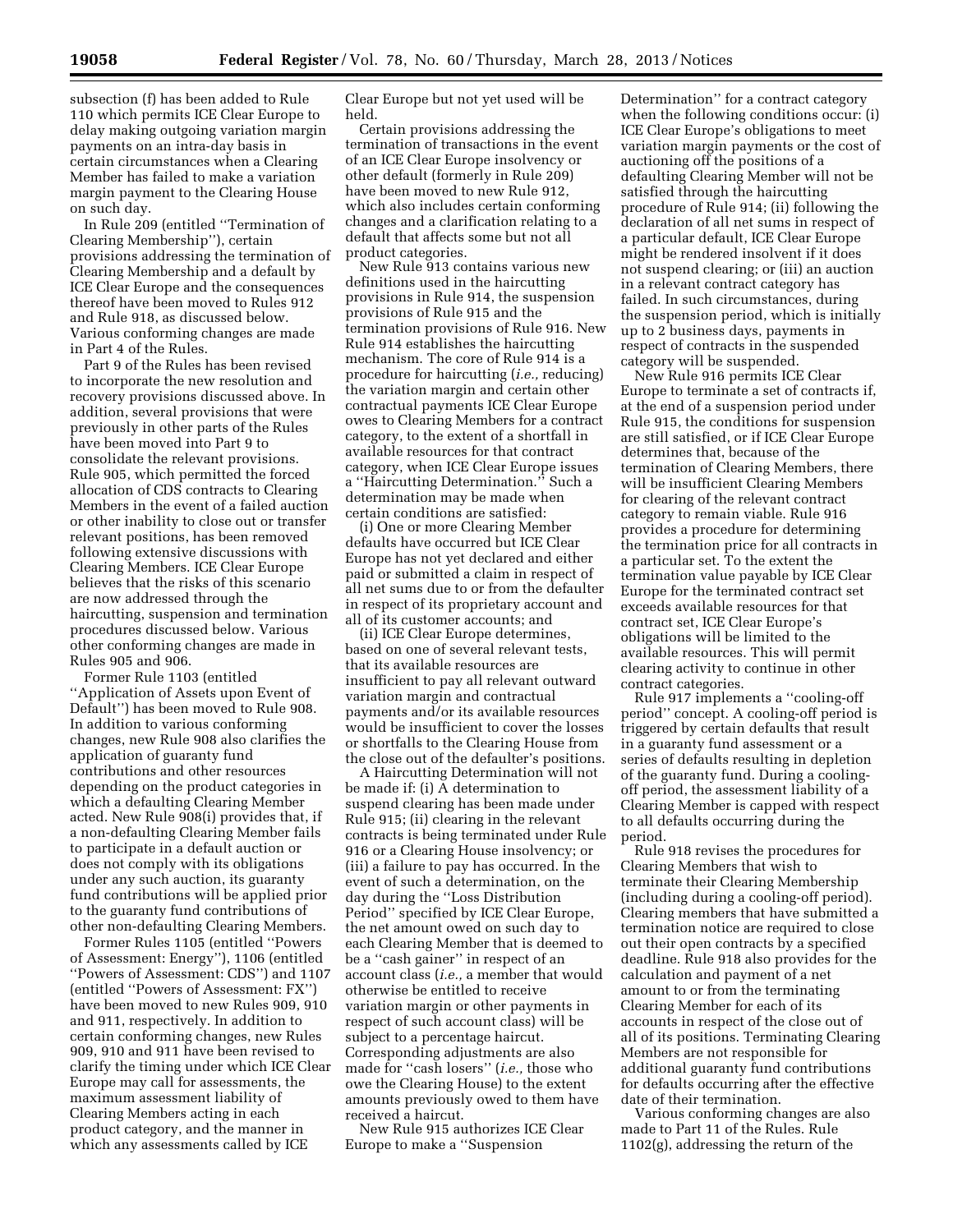subsection (f) has been added to Rule 110 which permits ICE Clear Europe to delay making outgoing variation margin payments on an intra-day basis in certain circumstances when a Clearing Member has failed to make a variation margin payment to the Clearing House on such day.

In Rule 209 (entitled ''Termination of Clearing Membership''), certain provisions addressing the termination of Clearing Membership and a default by ICE Clear Europe and the consequences thereof have been moved to Rules 912 and Rule 918, as discussed below. Various conforming changes are made in Part 4 of the Rules.

Part 9 of the Rules has been revised to incorporate the new resolution and recovery provisions discussed above. In addition, several provisions that were previously in other parts of the Rules have been moved into Part 9 to consolidate the relevant provisions. Rule 905, which permitted the forced allocation of CDS contracts to Clearing Members in the event of a failed auction or other inability to close out or transfer relevant positions, has been removed following extensive discussions with Clearing Members. ICE Clear Europe believes that the risks of this scenario are now addressed through the haircutting, suspension and termination procedures discussed below. Various other conforming changes are made in Rules 905 and 906.

Former Rule 1103 (entitled ''Application of Assets upon Event of Default'') has been moved to Rule 908. In addition to various conforming changes, new Rule 908 also clarifies the application of guaranty fund contributions and other resources depending on the product categories in which a defaulting Clearing Member acted. New Rule 908(i) provides that, if a non-defaulting Clearing Member fails to participate in a default auction or does not comply with its obligations under any such auction, its guaranty fund contributions will be applied prior to the guaranty fund contributions of other non-defaulting Clearing Members.

Former Rules 1105 (entitled ''Powers of Assessment: Energy''), 1106 (entitled ''Powers of Assessment: CDS'') and 1107 (entitled ''Powers of Assessment: FX'') have been moved to new Rules 909, 910 and 911, respectively. In addition to certain conforming changes, new Rules 909, 910 and 911 have been revised to clarify the timing under which ICE Clear Europe may call for assessments, the maximum assessment liability of Clearing Members acting in each product category, and the manner in which any assessments called by ICE Clear Europe but not yet used will be held.

Certain provisions addressing the termination of transactions in the event of an ICE Clear Europe insolvency or other default (formerly in Rule 209) have been moved to new Rule 912, which also includes certain conforming changes and a clarification relating to a default that affects some but not all product categories.

New Rule 913 contains various new definitions used in the haircutting provisions in Rule 914, the suspension provisions of Rule 915 and the termination provisions of Rule 916. New Rule 914 establishes the haircutting mechanism. The core of Rule 914 is a procedure for haircutting (*i.e.,* reducing) the variation margin and certain other contractual payments ICE Clear Europe owes to Clearing Members for a contract category, to the extent of a shortfall in available resources for that contract category, when ICE Clear Europe issues a ''Haircutting Determination.'' Such a determination may be made when certain conditions are satisfied:

(i) One or more Clearing Member defaults have occurred but ICE Clear Europe has not yet declared and either paid or submitted a claim in respect of all net sums due to or from the defaulter in respect of its proprietary account and all of its customer accounts; and

(ii) ICE Clear Europe determines, based on one of several relevant tests, that its available resources are insufficient to pay all relevant outward variation margin and contractual payments and/or its available resources would be insufficient to cover the losses or shortfalls to the Clearing House from the close out of the defaulter's positions.

A Haircutting Determination will not be made if: (i) A determination to suspend clearing has been made under Rule 915; (ii) clearing in the relevant contracts is being terminated under Rule 916 or a Clearing House insolvency; or (iii) a failure to pay has occurred. In the event of such a determination, on the day during the ''Loss Distribution Period'' specified by ICE Clear Europe, the net amount owed on such day to each Clearing Member that is deemed to be a ''cash gainer'' in respect of an account class (*i.e.,* a member that would otherwise be entitled to receive variation margin or other payments in respect of such account class) will be subject to a percentage haircut. Corresponding adjustments are also made for ''cash losers'' (*i.e.,* those who owe the Clearing House) to the extent amounts previously owed to them have received a haircut.

New Rule 915 authorizes ICE Clear Europe to make a ''Suspension Determination'' for a contract category when the following conditions occur: (i) ICE Clear Europe's obligations to meet variation margin payments or the cost of auctioning off the positions of a defaulting Clearing Member will not be satisfied through the haircutting procedure of Rule 914; (ii) following the declaration of all net sums in respect of a particular default, ICE Clear Europe might be rendered insolvent if it does not suspend clearing; or (iii) an auction in a relevant contract category has failed. In such circumstances, during the suspension period, which is initially up to 2 business days, payments in respect of contracts in the suspended category will be suspended.

New Rule 916 permits ICE Clear Europe to terminate a set of contracts if, at the end of a suspension period under Rule 915, the conditions for suspension are still satisfied, or if ICE Clear Europe determines that, because of the termination of Clearing Members, there will be insufficient Clearing Members for clearing of the relevant contract category to remain viable. Rule 916 provides a procedure for determining the termination price for all contracts in a particular set. To the extent the termination value payable by ICE Clear Europe for the terminated contract set exceeds available resources for that contract set, ICE Clear Europe's obligations will be limited to the available resources. This will permit clearing activity to continue in other contract categories.

Rule 917 implements a ''cooling-off period'' concept. A cooling-off period is triggered by certain defaults that result in a guaranty fund assessment or a series of defaults resulting in depletion of the guaranty fund. During a cooling-off period, the assessment liability of a Clearing Member is capped with respect to all defaults occurring during the period.

Rule 918 revises the procedures for Clearing Members that wish to terminate their Clearing Membership (including during a cooling-off period). Clearing members that have submitted a termination notice are required to close out their open contracts by a specified deadline. Rule 918 also provides for the calculation and payment of a net amount to or from the terminating Clearing Member for each of its accounts in respect of the close out of all of its positions. Terminating Clearing Members are not responsible for additional guaranty fund contributions for defaults occurring after the effective date of their termination.

Various conforming changes are also made to Part 11 of the Rules. Rule 1102(g), addressing the return of the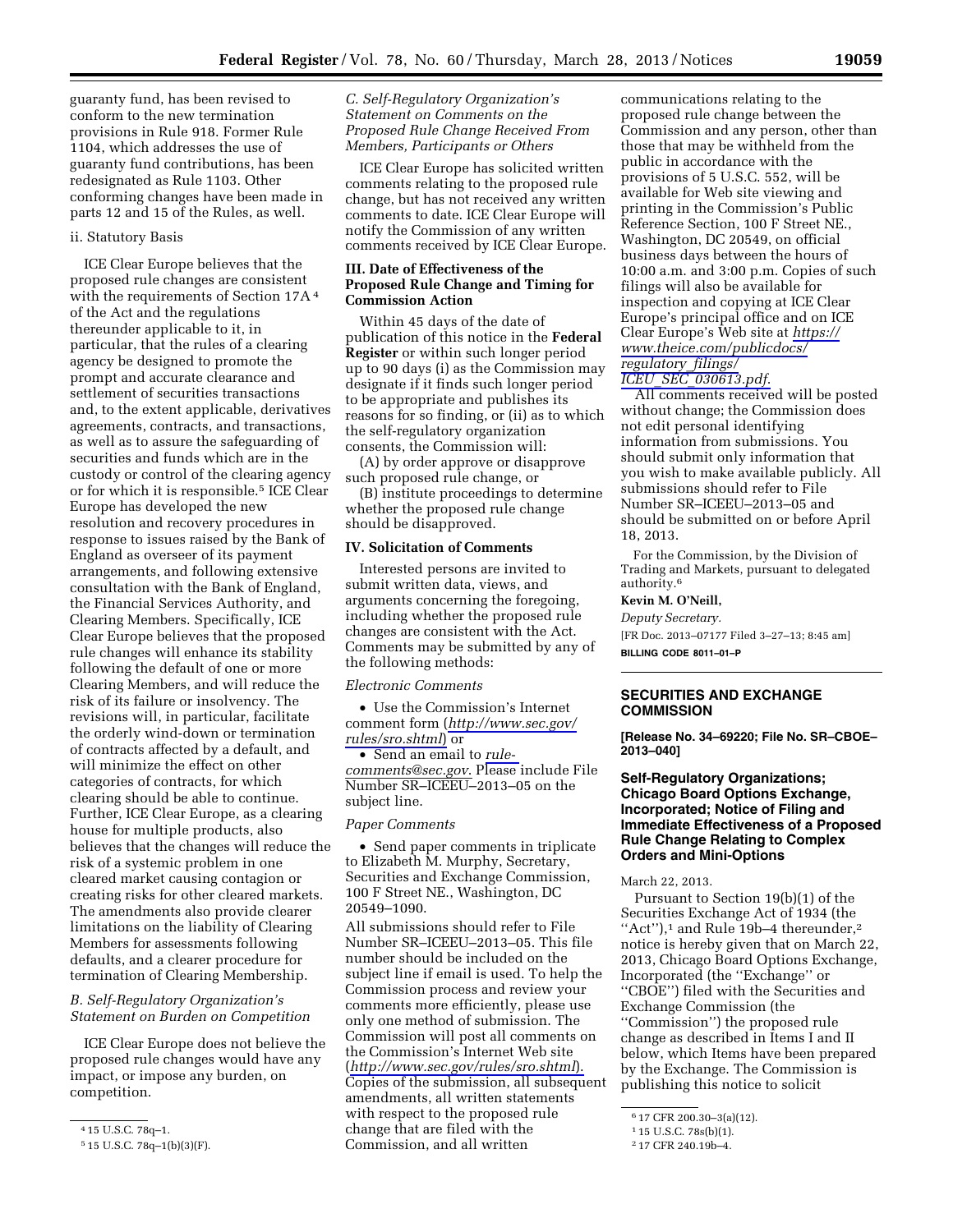guaranty fund, has been revised to conform to the new termination provisions in Rule 918. Former Rule 1104, which addresses the use of guaranty fund contributions, has been redesignated as Rule 1103. Other conforming changes have been made in parts 12 and 15 of the Rules, as well.

ii. Statutory Basis

ICE Clear Europe believes that the proposed rule changes are consistent with the requirements of Section 17A[4] of the Act and the regulations thereunder applicable to it, in particular, that the rules of a clearing agency be designed to promote the prompt and accurate clearance and settlement of securities transactions and, to the extent applicable, derivatives agreements, contracts, and transactions, as well as to assure the safeguarding of securities and funds which are in the custody or control of the clearing agency or for which it is responsible.[5] ICE Clear Europe has developed the new resolution and recovery procedures in response to issues raised by the Bank of England as overseer of its payment arrangements, and following extensive consultation with the Bank of England, the Financial Services Authority, and Clearing Members. Specifically, ICE Clear Europe believes that the proposed rule changes will enhance its stability following the default of one or more Clearing Members, and will reduce the risk of its failure or insolvency. The revisions will, in particular, facilitate the orderly wind-down or termination of contracts affected by a default, and will minimize the effect on other categories of contracts, for which clearing should be able to continue. Further, ICE Clear Europe, as a clearing house for multiple products, also believes that the changes will reduce the risk of a systemic problem in one cleared market causing contagion or creating risks for other cleared markets. The amendments also provide clearer limitations on the liability of Clearing Members for assessments following defaults, and a clearer procedure for termination of Clearing Membership.

*B. Self-Regulatory Organization's Statement on Burden on Competition*

ICE Clear Europe does not believe the proposed rule changes would have any impact, or impose any burden, on competition.

*C. Self-Regulatory Organization's Statement on Comments on the Proposed Rule Change Received From Members, Participants or Others*

ICE Clear Europe has solicited written comments relating to the proposed rule change, but has not received any written comments to date. ICE Clear Europe will notify the Commission of any written comments received by ICE Clear Europe.

**III. Date of Effectiveness of the Proposed Rule Change and Timing for Commission Action**

Within 45 days of the date of publication of this notice in the **Federal Register** or within such longer period up to 90 days (i) as the Commission may designate if it finds such longer period to be appropriate and publishes its reasons for so finding, or (ii) as to which the self-regulatory organization consents, the Commission will:

(A) by order approve or disapprove such proposed rule change, or

(B) institute proceedings to determine whether the proposed rule change should be disapproved.

**IV. Solicitation of Comments**

Interested persons are invited to submit written data, views, and arguments concerning the foregoing, including whether the proposed rule changes are consistent with the Act. Comments may be submitted by any of the following methods:

*Electronic Comments*

- Use the Commission's Internet comment form (*http://www.sec.gov/rules/sro.shtml*) or
- Send an email to *rule-comments@sec.gov.* Please include File Number SR–ICEEU–2013–05 on the subject line.

*Paper Comments*

- Send paper comments in triplicate to Elizabeth M. Murphy, Secretary, Securities and Exchange Commission, 100 F Street NE., Washington, DC 20549–1090.

All submissions should refer to File Number SR–ICEEU–2013–05. This file number should be included on the subject line if email is used. To help the Commission process and review your comments more efficiently, please use only one method of submission. The Commission will post all comments on the Commission's Internet Web site (*http://www.sec.gov/rules/sro.shtml*). Copies of the submission, all subsequent amendments, all written statements with respect to the proposed rule change that are filed with the Commission, and all written communications relating to the proposed rule change between the Commission and any person, other than those that may be withheld from the public in accordance with the provisions of 5 U.S.C. 552, will be available for Web site viewing and printing in the Commission's Public Reference Section, 100 F Street NE., Washington, DC 20549, on official business days between the hours of 10:00 a.m. and 3:00 p.m. Copies of such filings will also be available for inspection and copying at ICE Clear Europe's principal office and on ICE Clear Europe's Web site at *https://www.theice.com/publicdocs/regulatory_filings/ICEU_SEC_030613.pdf.*

All comments received will be posted without change; the Commission does not edit personal identifying information from submissions. You should submit only information that you wish to make available publicly. All submissions should refer to File Number SR–ICEEU–2013–05 and should be submitted on or before April 18, 2013.

For the Commission, by the Division of Trading and Markets, pursuant to delegated authority.[6]

**Kevin M. O'Neill,**

*Deputy Secretary.*

[FR Doc. 2013–07177 Filed 3–27–13; 8:45 am]

**BILLING CODE 8011–01–P**

---

[4] 15 U.S.C. 78q–1.

[5] 15 U.S.C. 78q–1(b)(3)(F).

[6] 17 CFR 200.30–3(a)(12).

---

## SECURITIES AND EXCHANGE COMMISSION

**[Release No. 34–69220; File No. SR–CBOE–2013–040]**

### Self-Regulatory Organizations; Chicago Board Options Exchange, Incorporated; Notice of Filing and Immediate Effectiveness of a Proposed Rule Change Relating to Complex Orders and Mini-Options

March 22, 2013.

Pursuant to Section 19(b)(1) of the Securities Exchange Act of 1934 (the "Act"),[1] and Rule 19b–4 thereunder,[2] notice is hereby given that on March 22, 2013, Chicago Board Options Exchange, Incorporated (the "Exchange" or "CBOE") filed with the Securities and Exchange Commission (the "Commission") the proposed rule change as described in Items I and II below, which Items have been prepared by the Exchange. The Commission is publishing this notice to solicit

---

[1] 15 U.S.C. 78s(b)(1).

[2] 17 CFR 240.19b–4.